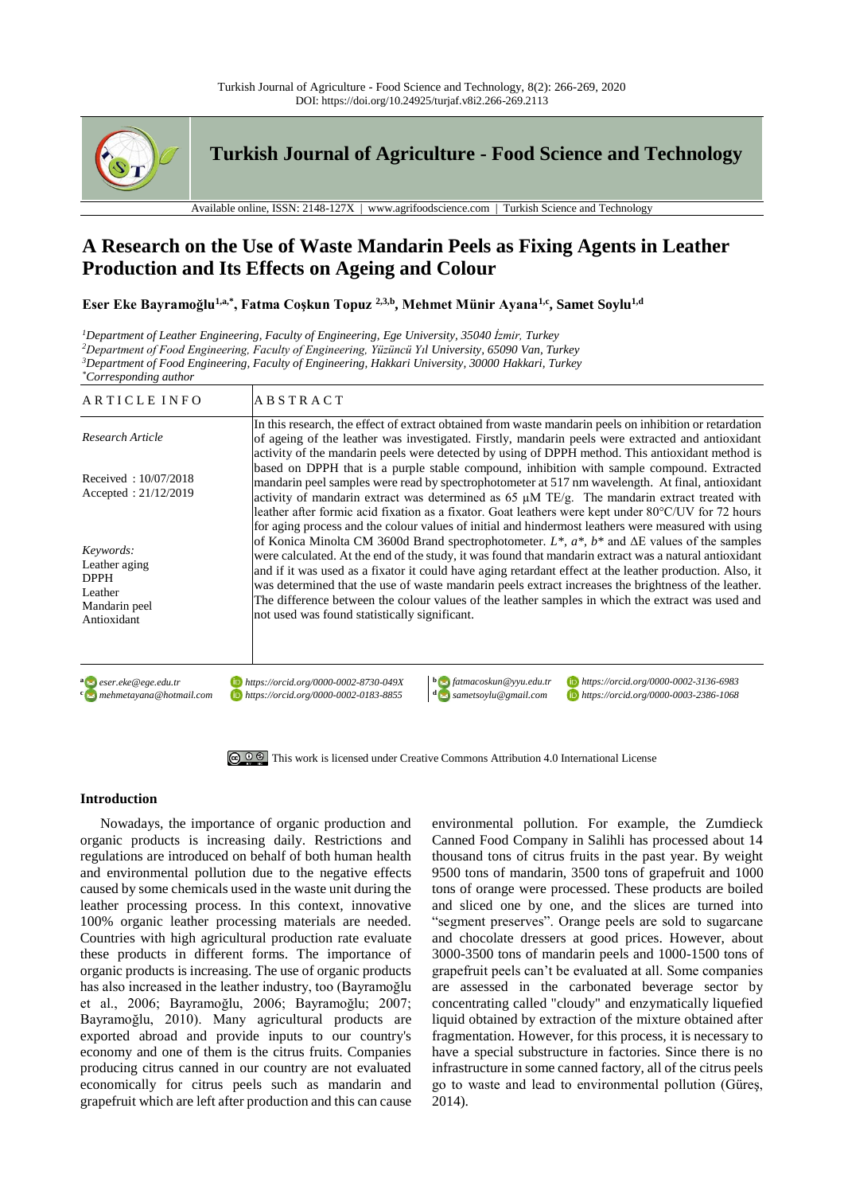# A Research on the Use of Waste Mandarin Peels as Fixing Agents in Leather Production and Its Effects on Ageing and Colour

**Eser Eke Bayramoğlu[1,a,*], Fatma Coşkun Topuz [2,3,b], Mehmet Münir Ayana[1,c], Samet Soylu[1,d]**

[1]*Department of Leather Engineering, Faculty of Engineering, Ege University, 35040 İzmir, Turkey*
[2]*Department of Food Engineering, Faculty of Engineering, Yüzüncü Yıl University, 65090 Van, Turkey*
[3]*Department of Food Engineering, Faculty of Engineering, Hakkari University, 30000 Hakkari, Turkey*
[*]*Corresponding author*

## ARTICLE INFO

*Research Article*

Received : 10/07/2018
Accepted : 21/12/2019

*Keywords:*
Leather aging
DPPH
Leather
Mandarin peel
Antioxidant

## ABSTRACT

In this research, the effect of extract obtained from waste mandarin peels on inhibition or retardation of ageing of the leather was investigated. Firstly, mandarin peels were extracted and antioxidant activity of the mandarin peels were detected by using of DPPH method. This antioxidant method is based on DPPH that is a purple stable compound, inhibition with sample compound. Extracted mandarin peel samples were read by spectrophotometer at 517 nm wavelength. At final, antioxidant activity of mandarin extract was determined as 65 µM TE/g. The mandarin extract treated with leather after formic acid fixation as a fixator. Goat leathers were kept under 80°C/UV for 72 hours for aging process and the colour values of initial and hindermost leathers were measured with using of Konica Minolta CM 3600d Brand spectrophotometer. $L^*$, $a^*$, $b^*$ and $\Delta E$ values of the samples were calculated. At the end of the study, it was found that mandarin extract was a natural antioxidant and if it was used as a fixator it could have aging retardant effect at the leather production. Also, it was determined that the use of waste mandarin peels extract increases the brightness of the leather. The difference between the colour values of the leather samples in which the extract was used and not used was found statistically significant.

[a] eser.eke@ege.edu.tr https://orcid.org/0000-0002-8730-049X
[b] fatmacoskun@yyu.edu.tr https://orcid.org/0000-0002-3136-6983
[c] mehmetayana@hotmail.com https://orcid.org/0000-0002-0183-8855
[d] sametsoylu@gmail.com https://orcid.org/0000-0003-2386-1068

This work is licensed under Creative Commons Attribution 4.0 International License

## Introduction

Nowadays, the importance of organic production and organic products is increasing daily. Restrictions and regulations are introduced on behalf of both human health and environmental pollution due to the negative effects caused by some chemicals used in the waste unit during the leather processing process. In this context, innovative 100% organic leather processing materials are needed. Countries with high agricultural production rate evaluate these products in different forms. The importance of organic products is increasing. The use of organic products has also increased in the leather industry, too (Bayramoğlu et al., 2006; Bayramoğlu, 2006; Bayramoğlu; 2007; Bayramoğlu, 2010). Many agricultural products are exported abroad and provide inputs to our country's economy and one of them is the citrus fruits. Companies producing citrus canned in our country are not evaluated economically for citrus peels such as mandarin and grapefruit which are left after production and this can cause environmental pollution. For example, the Zumdieck Canned Food Company in Salihli has processed about 14 thousand tons of citrus fruits in the past year. By weight 9500 tons of mandarin, 3500 tons of grapefruit and 1000 tons of orange were processed. These products are boiled and sliced one by one, and the slices are turned into "segment preserves". Orange peels are sold to sugarcane and chocolate dressers at good prices. However, about 3000-3500 tons of mandarin peels and 1000-1500 tons of grapefruit peels can't be evaluated at all. Some companies are assessed in the carbonated beverage sector by concentrating called "cloudy" and enzymatically liquefied liquid obtained by extraction of the mixture obtained after fragmentation. However, for this process, it is necessary to have a special substructure in factories. Since there is no infrastructure in some canned factory, all of the citrus peels go to waste and lead to environmental pollution (Güreş, 2014).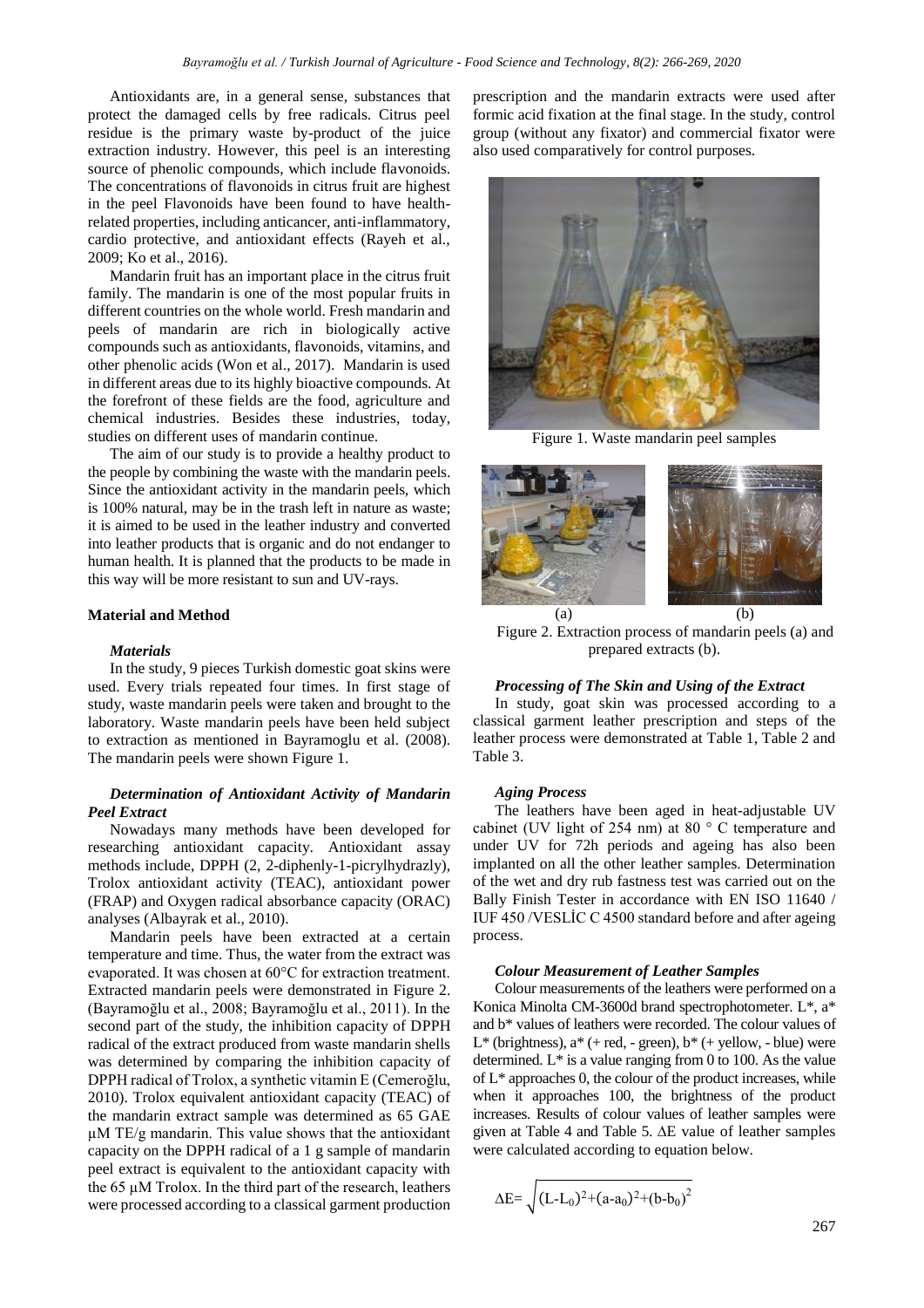Antioxidants are, in a general sense, substances that protect the damaged cells by free radicals. Citrus peel residue is the primary waste by-product of the juice extraction industry. However, this peel is an interesting source of phenolic compounds, which include flavonoids. The concentrations of flavonoids in citrus fruit are highest in the peel Flavonoids have been found to have health-related properties, including anticancer, anti-inflammatory, cardio protective, and antioxidant effects (Rayeh et al., 2009; Ko et al., 2016).

Mandarin fruit has an important place in the citrus fruit family. The mandarin is one of the most popular fruits in different countries on the whole world. Fresh mandarin and peels of mandarin are rich in biologically active compounds such as antioxidants, flavonoids, vitamins, and other phenolic acids (Won et al., 2017). Mandarin is used in different areas due to its highly bioactive compounds. At the forefront of these fields are the food, agriculture and chemical industries. Besides these industries, today, studies on different uses of mandarin continue.

The aim of our study is to provide a healthy product to the people by combining the waste with the mandarin peels. Since the antioxidant activity in the mandarin peels, which is 100% natural, may be in the trash left in nature as waste; it is aimed to be used in the leather industry and converted into leather products that is organic and do not endanger to human health. It is planned that the products to be made in this way will be more resistant to sun and UV-rays.

## Material and Method

### *Materials*

In the study, 9 pieces Turkish domestic goat skins were used. Every trials repeated four times. In first stage of study, waste mandarin peels were taken and brought to the laboratory. Waste mandarin peels have been held subject to extraction as mentioned in Bayramoglu et al. (2008). The mandarin peels were shown Figure 1.

### *Determination of Antioxidant Activity of Mandarin Peel Extract*

Nowadays many methods have been developed for researching antioxidant capacity. Antioxidant assay methods include, DPPH (2, 2-diphenly-1-picrylhydrazly), Trolox antioxidant activity (TEAC), antioxidant power (FRAP) and Oxygen radical absorbance capacity (ORAC) analyses (Albayrak et al., 2010).

Mandarin peels have been extracted at a certain temperature and time. Thus, the water from the extract was evaporated. It was chosen at 60°C for extraction treatment. Extracted mandarin peels were demonstrated in Figure 2. (Bayramoğlu et al., 2008; Bayramoğlu et al., 2011). In the second part of the study, the inhibition capacity of DPPH radical of the extract produced from waste mandarin shells was determined by comparing the inhibition capacity of DPPH radical of Trolox, a synthetic vitamin E (Cemeroğlu, 2010). Trolox equivalent antioxidant capacity (TEAC) of the mandarin extract sample was determined as 65 GAE µM TE/g mandarin. This value shows that the antioxidant capacity on the DPPH radical of a 1 g sample of mandarin peel extract is equivalent to the antioxidant capacity with the 65 µM Trolox. In the third part of the research, leathers were processed according to a classical garment production prescription and the mandarin extracts were used after formic acid fixation at the final stage. In the study, control group (without any fixator) and commercial fixator were also used comparatively for control purposes.

Figure 1. Waste mandarin peel samples

(a) (b)

Figure 2. Extraction process of mandarin peels (a) and prepared extracts (b).

### *Processing of The Skin and Using of the Extract*

In study, goat skin was processed according to a classical garment leather prescription and steps of the leather process were demonstrated at Table 1, Table 2 and Table 3.

### *Aging Process*

The leathers have been aged in heat-adjustable UV cabinet (UV light of 254 nm) at 80 ° C temperature and under UV for 72h periods and ageing has also been implanted on all the other leather samples. Determination of the wet and dry rub fastness test was carried out on the Bally Finish Tester in accordance with EN ISO 11640 / IUF 450 /VESLİC C 4500 standard before and after ageing process.

### *Colour Measurement of Leather Samples*

Colour measurements of the leathers were performed on a Konica Minolta CM-3600d brand spectrophotometer. L\*, a\* and b\* values of leathers were recorded. The colour values of L\* (brightness), a\* (+ red, - green), b\* (+ yellow, - blue) were determined. L\* is a value ranging from 0 to 100. As the value of L\* approaches 0, the colour of the product increases, while when it approaches 100, the brightness of the product increases. Results of colour values of leather samples were given at Table 4 and Table 5. ΔE value of leather samples were calculated according to equation below.

$$\Delta E = \sqrt{(L-L_0)^2+(a-a_0)^2+(b-b_0)^2}$$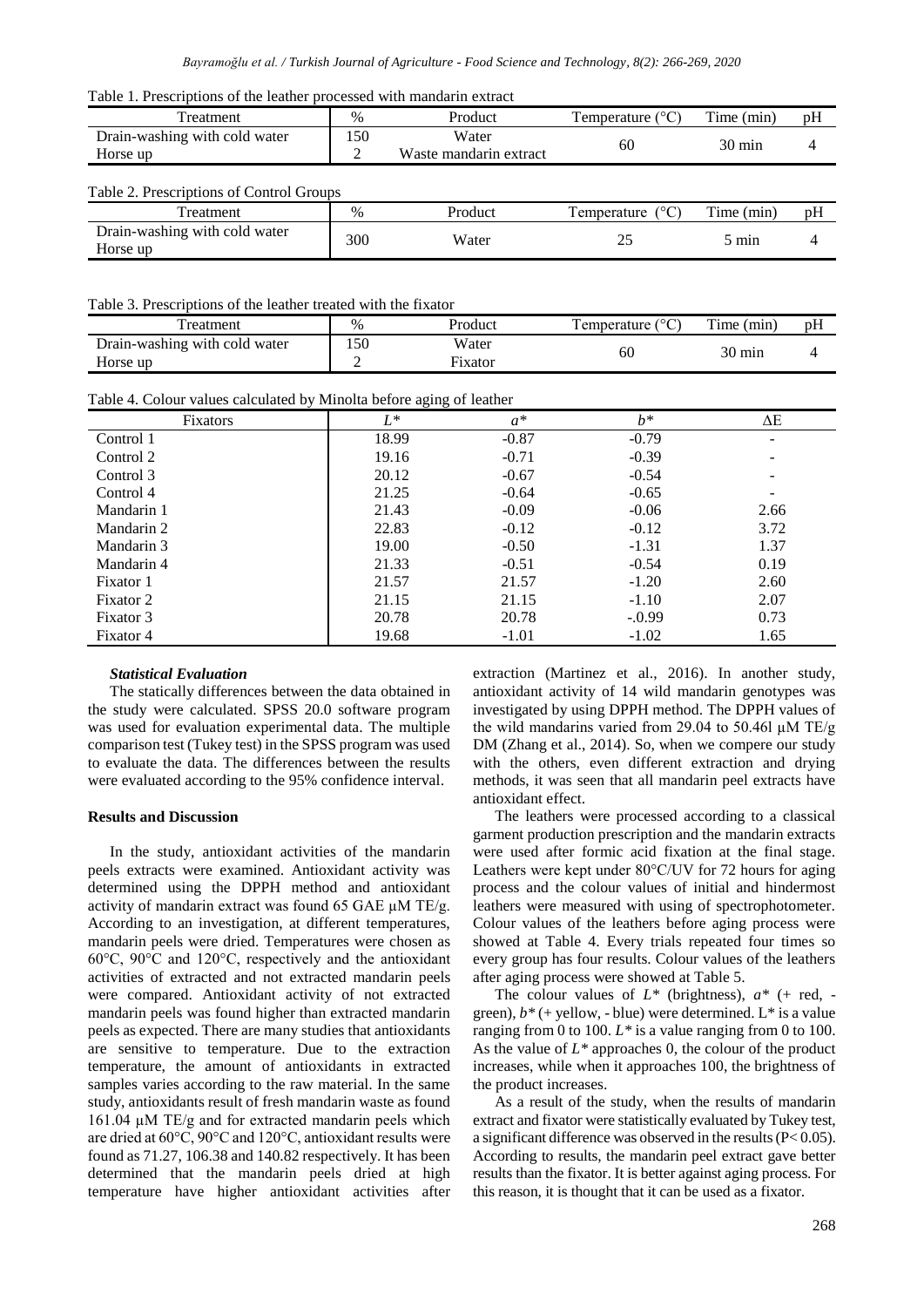Table 1. Prescriptions of the leather processed with mandarin extract

| Treatment | % | Product | Temperature (°C) | Time (min) | pH |
|---|---|---|---|---|---|
| Drain-washing with cold water | 150 | Water | 60 | 30 min | 4 |
| Horse up | 2 | Waste mandarin extract | | | |

Table 2. Prescriptions of Control Groups

| Treatment | % | Product | Temperature (°C) | Time (min) | pH |
|---|---|---|---|---|---|
| Drain-washing with cold water Horse up | 300 | Water | 25 | 5 min | 4 |

Table 3. Prescriptions of the leather treated with the fixator

| Treatment | % | Product | Temperature (°C) | Time (min) | pH |
|---|---|---|---|---|---|
| Drain-washing with cold water | 150 | Water | 60 | 30 min | 4 |
| Horse up | 2 | Fixator | | | |

Table 4. Colour values calculated by Minolta before aging of leather

| Fixators | $L^*$ | $a^*$ | $b^*$ | ΔE |
|---|---|---|---|---|
| Control 1 | 18.99 | -0.87 | -0.79 | - |
| Control 2 | 19.16 | -0.71 | -0.39 | - |
| Control 3 | 20.12 | -0.67 | -0.54 | - |
| Control 4 | 21.25 | -0.64 | -0.65 | - |
| Mandarin 1 | 21.43 | -0.09 | -0.06 | 2.66 |
| Mandarin 2 | 22.83 | -0.12 | -0.12 | 3.72 |
| Mandarin 3 | 19.00 | -0.50 | -1.31 | 1.37 |
| Mandarin 4 | 21.33 | -0.51 | -0.54 | 0.19 |
| Fixator 1 | 21.57 | 21.57 | -1.20 | 2.60 |
| Fixator 2 | 21.15 | 21.15 | -1.10 | 2.07 |
| Fixator 3 | 20.78 | 20.78 | -.0.99 | 0.73 |
| Fixator 4 | 19.68 | -1.01 | -1.02 | 1.65 |

### *Statistical Evaluation*

The statically differences between the data obtained in the study were calculated. SPSS 20.0 software program was used for evaluation experimental data. The multiple comparison test (Tukey test) in the SPSS program was used to evaluate the data. The differences between the results were evaluated according to the 95% confidence interval.

## Results and Discussion

In the study, antioxidant activities of the mandarin peels extracts were examined. Antioxidant activity was determined using the DPPH method and antioxidant activity of mandarin extract was found 65 GAE µM TE/g. According to an investigation, at different temperatures, mandarin peels were dried. Temperatures were chosen as 60°C, 90°C and 120°C, respectively and the antioxidant activities of extracted and not extracted mandarin peels were compared. Antioxidant activity of not extracted mandarin peels was found higher than extracted mandarin peels as expected. There are many studies that antioxidants are sensitive to temperature. Due to the extraction temperature, the amount of antioxidants in extracted samples varies according to the raw material. In the same study, antioxidants result of fresh mandarin waste as found 161.04 µM TE/g and for extracted mandarin peels which are dried at 60°C, 90°C and 120°C, antioxidant results were found as 71.27, 106.38 and 140.82 respectively. It has been determined that the mandarin peels dried at high temperature have higher antioxidant activities after extraction (Martinez et al., 2016). In another study, antioxidant activity of 14 wild mandarin genotypes was investigated by using DPPH method. The DPPH values of the wild mandarins varied from 29.04 to 50.46l µM TE/g DM (Zhang et al., 2014). So, when we compere our study with the others, even different extraction and drying methods, it was seen that all mandarin peel extracts have antioxidant effect.

The leathers were processed according to a classical garment production prescription and the mandarin extracts were used after formic acid fixation at the final stage. Leathers were kept under 80°C/UV for 72 hours for aging process and the colour values of initial and hindermost leathers were measured with using of spectrophotometer. Colour values of the leathers before aging process were showed at Table 4. Every trials repeated four times so every group has four results. Colour values of the leathers after aging process were showed at Table 5.

The colour values of $L^*$ (brightness), $a^*$ (+ red, - green), $b^*$ (+ yellow, - blue) were determined. $L^*$ is a value ranging from 0 to 100. $L^*$ is a value ranging from 0 to 100. As the value of $L^*$ approaches 0, the colour of the product increases, while when it approaches 100, the brightness of the product increases.

As a result of the study, when the results of mandarin extract and fixator were statistically evaluated by Tukey test, a significant difference was observed in the results ($P< 0.05$). According to results, the mandarin peel extract gave better results than the fixator. It is better against aging process. For this reason, it is thought that it can be used as a fixator.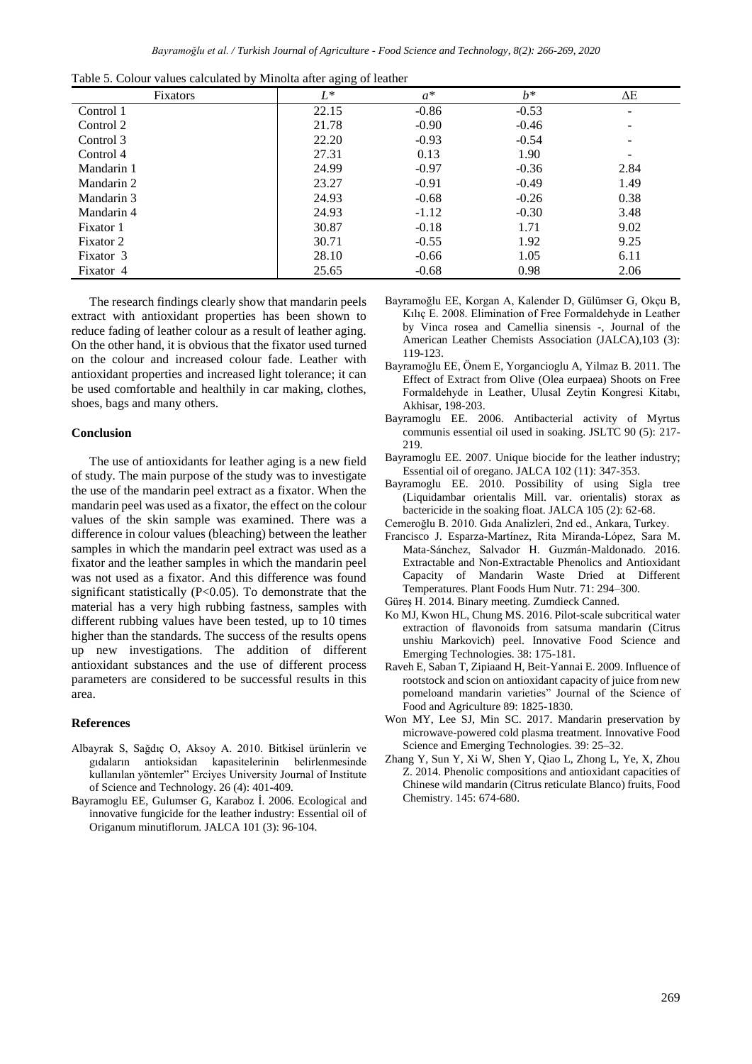Table 5. Colour values calculated by Minolta after aging of leather

| Fixators | $L^*$ | $a^*$ | $b^*$ | ΔE |
|---|---|---|---|---|
| Control 1 | 22.15 | -0.86 | -0.53 | - |
| Control 2 | 21.78 | -0.90 | -0.46 | - |
| Control 3 | 22.20 | -0.93 | -0.54 | - |
| Control 4 | 27.31 | 0.13 | 1.90 | - |
| Mandarin 1 | 24.99 | -0.97 | -0.36 | 2.84 |
| Mandarin 2 | 23.27 | -0.91 | -0.49 | 1.49 |
| Mandarin 3 | 24.93 | -0.68 | -0.26 | 0.38 |
| Mandarin 4 | 24.93 | -1.12 | -0.30 | 3.48 |
| Fixator 1 | 30.87 | -0.18 | 1.71 | 9.02 |
| Fixator 2 | 30.71 | -0.55 | 1.92 | 9.25 |
| Fixator 3 | 28.10 | -0.66 | 1.05 | 6.11 |
| Fixator 4 | 25.65 | -0.68 | 0.98 | 2.06 |

The research findings clearly show that mandarin peels extract with antioxidant properties has been shown to reduce fading of leather colour as a result of leather aging. On the other hand, it is obvious that the fixator used turned on the colour and increased colour fade. Leather with antioxidant properties and increased light tolerance; it can be used comfortable and healthily in car making, clothes, shoes, bags and many others.

## Conclusion

The use of antioxidants for leather aging is a new field of study. The main purpose of the study was to investigate the use of the mandarin peel extract as a fixator. When the mandarin peel was used as a fixator, the effect on the colour values of the skin sample was examined. There was a difference in colour values (bleaching) between the leather samples in which the mandarin peel extract was used as a fixator and the leather samples in which the mandarin peel was not used as a fixator. And this difference was found significant statistically ($P<0.05$). To demonstrate that the material has a very high rubbing fastness, samples with different rubbing values have been tested, up to 10 times higher than the standards. The success of the results opens up new investigations. The addition of different antioxidant substances and the use of different process parameters are considered to be successful results in this area.

## References

Albayrak S, Sağdıç O, Aksoy A. 2010. Bitkisel ürünlerin ve gıdaların antioksidan kapasitelerinin belirlenmesinde kullanılan yöntemler" Erciyes University Journal of Institute of Science and Technology. 26 (4): 401-409.

Bayramoglu EE, Gulumser G, Karaboz İ. 2006. Ecological and innovative fungicide for the leather industry: Essential oil of Origanum minutiflorum. JALCA 101 (3): 96-104.

Bayramoğlu EE, Korgan A, Kalender D, Gülümser G, Okçu B, Kılıç E. 2008. Elimination of Free Formaldehyde in Leather by Vinca rosea and Camellia sinensis -, Journal of the American Leather Chemists Association (JALCA),103 (3): 119-123.

Bayramoğlu EE, Önem E, Yorgancioglu A, Yilmaz B. 2011. The Effect of Extract from Olive (Olea eurpaea) Shoots on Free Formaldehyde in Leather, Ulusal Zeytin Kongresi Kitabı, Akhisar, 198-203.

Bayramoglu EE. 2006. Antibacterial activity of Myrtus communis essential oil used in soaking. JSLTC 90 (5): 217-219.

Bayramoglu EE. 2007. Unique biocide for the leather industry; Essential oil of oregano. JALCA 102 (11): 347-353.

Bayramoglu EE. 2010. Possibility of using Sigla tree (Liquidambar orientalis Mill. var. orientalis) storax as bactericide in the soaking float. JALCA 105 (2): 62-68.

Cemeroğlu B. 2010. Gıda Analizleri, 2nd ed., Ankara, Turkey.

Francisco J. Esparza-Martínez, Rita Miranda-López, Sara M. Mata-Sánchez, Salvador H. Guzmán-Maldonado. 2016. Extractable and Non-Extractable Phenolics and Antioxidant Capacity of Mandarin Waste Dried at Different Temperatures. Plant Foods Hum Nutr. 71: 294–300.

Güreş H. 2014. Binary meeting. Zumdieck Canned.

Ko MJ, Kwon HL, Chung MS. 2016. Pilot-scale subcritical water extraction of flavonoids from satsuma mandarin (Citrus unshiu Markovich) peel. Innovative Food Science and Emerging Technologies. 38: 175-181.

Raveh E, Saban T, Zipiaand H, Beit-Yannai E. 2009. Influence of rootstock and scion on antioxidant capacity of juice from new pomeloand mandarin varieties" Journal of the Science of Food and Agriculture 89: 1825-1830.

Won MY, Lee SJ, Min SC. 2017. Mandarin preservation by microwave-powered cold plasma treatment. Innovative Food Science and Emerging Technologies. 39: 25–32.

Zhang Y, Sun Y, Xi W, Shen Y, Qiao L, Zhong L, Ye, X, Zhou Z. 2014. Phenolic compositions and antioxidant capacities of Chinese wild mandarin (Citrus reticulate Blanco) fruits, Food Chemistry. 145: 674-680.